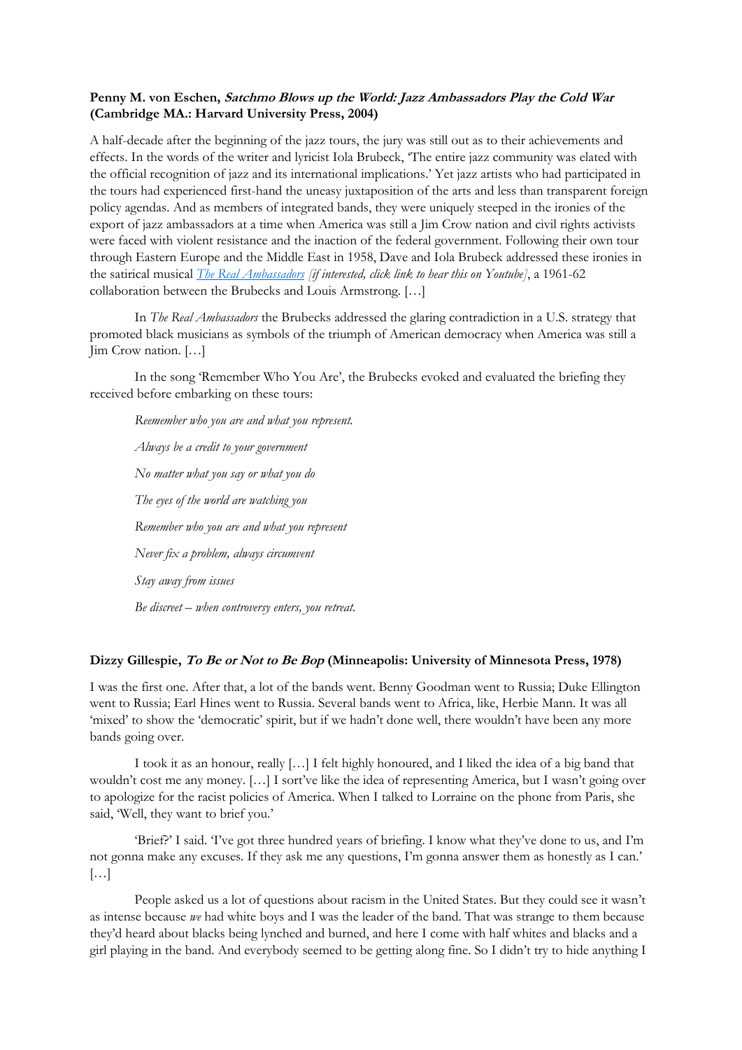**Penny M. von Eschen, *Satchmo Blows up the World: Jazz Ambassadors Play the Cold War* (Cambridge MA.: Harvard University Press, 2004)**

A half-decade after the beginning of the jazz tours, the jury was still out as to their achievements and effects. In the words of the writer and lyricist Iola Brubeck, 'The entire jazz community was elated with the official recognition of jazz and its international implications.' Yet jazz artists who had participated in the tours had experienced first-hand the uneasy juxtaposition of the arts and less than transparent foreign policy agendas. And as members of integrated bands, they were uniquely steeped in the ironies of the export of jazz ambassadors at a time when America was still a Jim Crow nation and civil rights activists were faced with violent resistance and the inaction of the federal government. Following their own tour through Eastern Europe and the Middle East in 1958, Dave and Iola Brubeck addressed these ironies in the satirical musical *The Real Ambassadors* *[if interested, click link to hear this on Youtube]*, a 1961-62 collaboration between the Brubecks and Louis Armstrong. […]

In *The Real Ambassadors* the Brubecks addressed the glaring contradiction in a U.S. strategy that promoted black musicians as symbols of the triumph of American democracy when America was still a Jim Crow nation. […]

In the song 'Remember Who You Are', the Brubecks evoked and evaluated the briefing they received before embarking on these tours:

> *Reemember who you are and what you represent.*
>
> *Always be a credit to your government*
>
> *No matter what you say or what you do*
>
> *The eyes of the world are watching you*
>
> *Remember who you are and what you represent*
>
> *Never fix a problem, always circumvent*
>
> *Stay away from issues*
>
> *Be discreet – when controversy enters, you retreat.*

**Dizzy Gillespie, *To Be or Not to Be Bop* (Minneapolis: University of Minnesota Press, 1978)**

I was the first one. After that, a lot of the bands went. Benny Goodman went to Russia; Duke Ellington went to Russia; Earl Hines went to Russia. Several bands went to Africa, like, Herbie Mann. It was all 'mixed' to show the 'democratic' spirit, but if we hadn't done well, there wouldn't have been any more bands going over.

I took it as an honour, really […] I felt highly honoured, and I liked the idea of a big band that wouldn't cost me any money. […] I sort've like the idea of representing America, but I wasn't going over to apologize for the racist policies of America. When I talked to Lorraine on the phone from Paris, she said, 'Well, they want to brief you.'

'Brief?' I said. 'I've got three hundred years of briefing. I know what they've done to us, and I'm not gonna make any excuses. If they ask me any questions, I'm gonna answer them as honestly as I can.' […]

People asked us a lot of questions about racism in the United States. But they could see it wasn't as intense because *we* had white boys and I was the leader of the band. That was strange to them because they'd heard about blacks being lynched and burned, and here I come with half whites and blacks and a girl playing in the band. And everybody seemed to be getting along fine. So I didn't try to hide anything I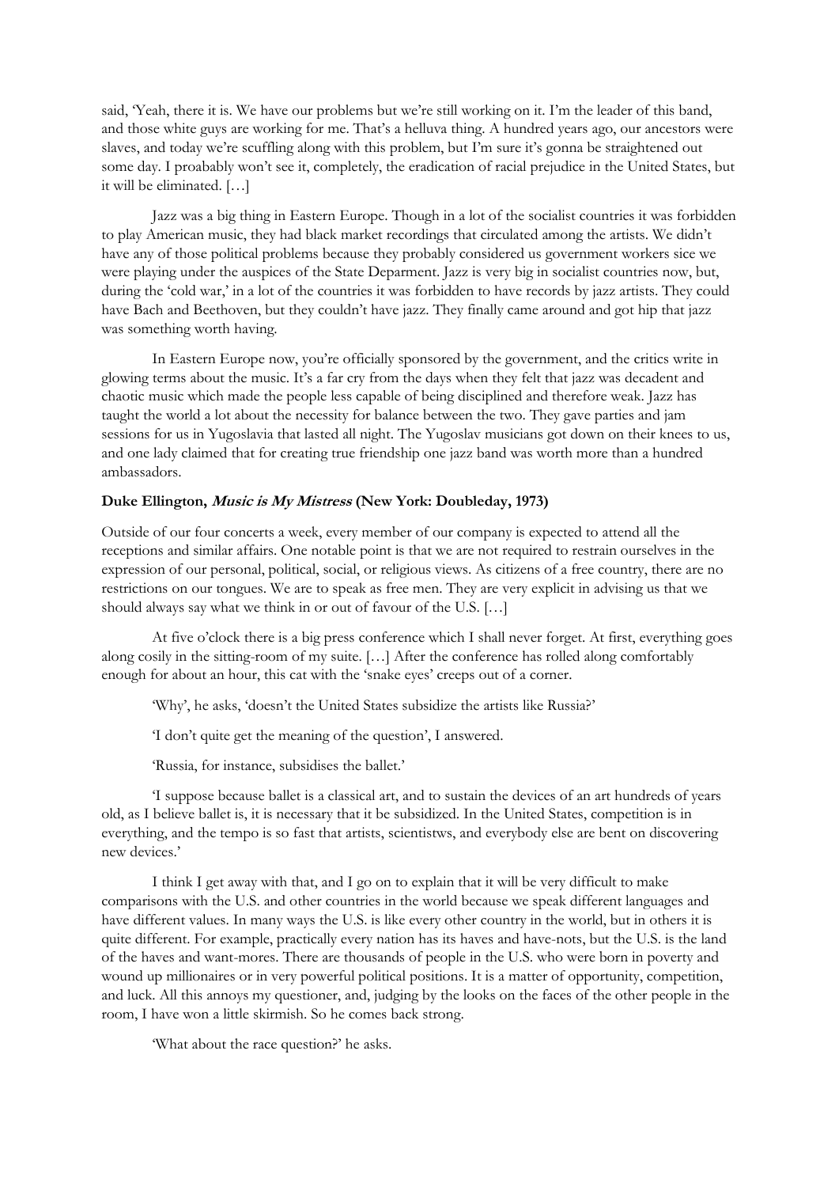said, 'Yeah, there it is. We have our problems but we're still working on it. I'm the leader of this band, and those white guys are working for me. That's a helluva thing. A hundred years ago, our ancestors were slaves, and today we're scuffling along with this problem, but I'm sure it's gonna be straightened out some day. I proabably won't see it, completely, the eradication of racial prejudice in the United States, but it will be eliminated. […]

Jazz was a big thing in Eastern Europe. Though in a lot of the socialist countries it was forbidden to play American music, they had black market recordings that circulated among the artists. We didn't have any of those political problems because they probably considered us government workers sice we were playing under the auspices of the State Deparment. Jazz is very big in socialist countries now, but, during the 'cold war,' in a lot of the countries it was forbidden to have records by jazz artists. They could have Bach and Beethoven, but they couldn't have jazz. They finally came around and got hip that jazz was something worth having.

In Eastern Europe now, you're officially sponsored by the government, and the critics write in glowing terms about the music. It's a far cry from the days when they felt that jazz was decadent and chaotic music which made the people less capable of being disciplined and therefore weak. Jazz has taught the world a lot about the necessity for balance between the two. They gave parties and jam sessions for us in Yugoslavia that lasted all night. The Yugoslav musicians got down on their knees to us, and one lady claimed that for creating true friendship one jazz band was worth more than a hundred ambassadors.

**Duke Ellington, *Music is My Mistress* (New York: Doubleday, 1973)**

Outside of our four concerts a week, every member of our company is expected to attend all the receptions and similar affairs. One notable point is that we are not required to restrain ourselves in the expression of our personal, political, social, or religious views. As citizens of a free country, there are no restrictions on our tongues. We are to speak as free men. They are very explicit in advising us that we should always say what we think in or out of favour of the U.S. […]

At five o'clock there is a big press conference which I shall never forget. At first, everything goes along cosily in the sitting-room of my suite. […] After the conference has rolled along comfortably enough for about an hour, this cat with the 'snake eyes' creeps out of a corner.

'Why', he asks, 'doesn't the United States subsidize the artists like Russia?'

'I don't quite get the meaning of the question', I answered.

'Russia, for instance, subsidises the ballet.'

'I suppose because ballet is a classical art, and to sustain the devices of an art hundreds of years old, as I believe ballet is, it is necessary that it be subsidized. In the United States, competition is in everything, and the tempo is so fast that artists, scientistws, and everybody else are bent on discovering new devices.'

I think I get away with that, and I go on to explain that it will be very difficult to make comparisons with the U.S. and other countries in the world because we speak different languages and have different values. In many ways the U.S. is like every other country in the world, but in others it is quite different. For example, practically every nation has its haves and have-nots, but the U.S. is the land of the haves and want-mores. There are thousands of people in the U.S. who were born in poverty and wound up millionaires or in very powerful political positions. It is a matter of opportunity, competition, and luck. All this annoys my questioner, and, judging by the looks on the faces of the other people in the room, I have won a little skirmish. So he comes back strong.

'What about the race question?' he asks.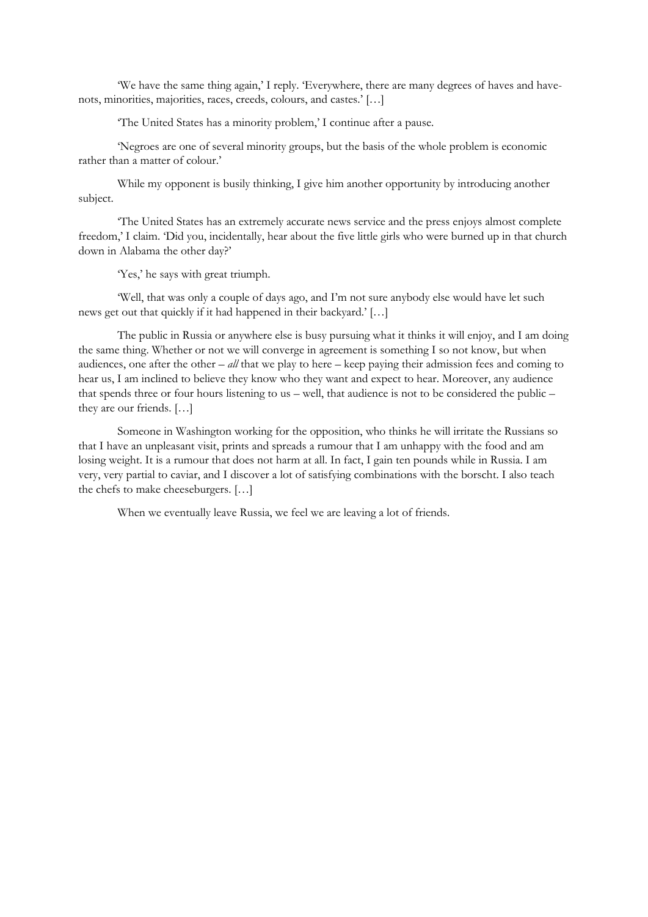'We have the same thing again,' I reply. 'Everywhere, there are many degrees of haves and have-nots, minorities, majorities, races, creeds, colours, and castes.' […]

'The United States has a minority problem,' I continue after a pause.

'Negroes are one of several minority groups, but the basis of the whole problem is economic rather than a matter of colour.'

While my opponent is busily thinking, I give him another opportunity by introducing another subject.

'The United States has an extremely accurate news service and the press enjoys almost complete freedom,' I claim. 'Did you, incidentally, hear about the five little girls who were burned up in that church down in Alabama the other day?'

'Yes,' he says with great triumph.

'Well, that was only a couple of days ago, and I'm not sure anybody else would have let such news get out that quickly if it had happened in their backyard.' […]

The public in Russia or anywhere else is busy pursuing what it thinks it will enjoy, and I am doing the same thing. Whether or not we will converge in agreement is something I so not know, but when audiences, one after the other – *all* that we play to here – keep paying their admission fees and coming to hear us, I am inclined to believe they know who they want and expect to hear. Moreover, any audience that spends three or four hours listening to us – well, that audience is not to be considered the public – they are our friends. […]

Someone in Washington working for the opposition, who thinks he will irritate the Russians so that I have an unpleasant visit, prints and spreads a rumour that I am unhappy with the food and am losing weight. It is a rumour that does not harm at all. In fact, I gain ten pounds while in Russia. I am very, very partial to caviar, and I discover a lot of satisfying combinations with the borscht. I also teach the chefs to make cheeseburgers. […]

When we eventually leave Russia, we feel we are leaving a lot of friends.